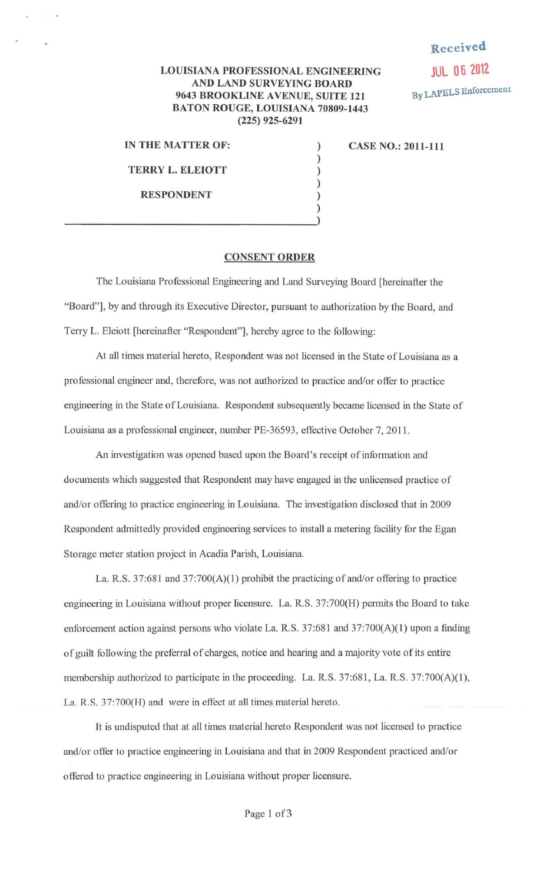Received

JUL 06 2012

By LAPELS Enforcement

**LOUISIANA PROFESSIONAL ENGINEERING AND LAND SURVEYING BOARD**
**9643 BROOKLINE AVENUE, SUITE 121**
**BATON ROUGE, LOUISIANA 70809-1443**
**(225) 925-6291**

| | | |
|---|---|---|
| **IN THE MATTER OF:** | ) | **CASE NO.: 2011-111** |
| | ) | |
| **TERRY L. ELEIOTT** | ) | |
| | ) | |
| **RESPONDENT** | ) | |
| | ) | |
| | ) | |

## CONSENT ORDER

The Louisiana Professional Engineering and Land Surveying Board [hereinafter the "Board"], by and through its Executive Director, pursuant to authorization by the Board, and Terry L. Eleiott [hereinafter "Respondent"], hereby agree to the following:

At all times material hereto, Respondent was not licensed in the State of Louisiana as a professional engineer and, therefore, was not authorized to practice and/or offer to practice engineering in the State of Louisiana. Respondent subsequently became licensed in the State of Louisiana as a professional engineer, number PE-36593, effective October 7, 2011.

An investigation was opened based upon the Board's receipt of information and documents which suggested that Respondent may have engaged in the unlicensed practice of and/or offering to practice engineering in Louisiana. The investigation disclosed that in 2009 Respondent admittedly provided engineering services to install a metering facility for the Egan Storage meter station project in Acadia Parish, Louisiana.

La. R.S. 37:681 and 37:700(A)(1) prohibit the practicing of and/or offering to practice engineering in Louisiana without proper licensure. La. R.S. 37:700(H) permits the Board to take enforcement action against persons who violate La. R.S. 37:681 and 37:700(A)(1) upon a finding of guilt following the preferral of charges, notice and hearing and a majority vote of its entire membership authorized to participate in the proceeding. La. R.S. 37:681, La. R.S. 37:700(A)(1), La. R.S. 37:700(H) and were in effect at all times material hereto.

It is undisputed that at all times material hereto Respondent was not licensed to practice and/or offer to practice engineering in Louisiana and that in 2009 Respondent practiced and/or offered to practice engineering in Louisiana without proper licensure.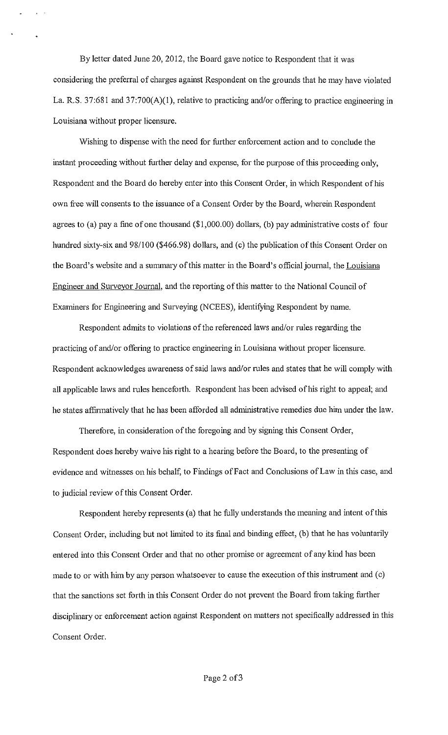By letter dated June 20, 2012, the Board gave notice to Respondent that it was considering the preferral of charges against Respondent on the grounds that he may have violated La. R.S. 37:681 and 37:700(A)(1), relative to practicing and/or offering to practice engineering in Louisiana without proper licensure.

Wishing to dispense with the need for further enforcement action and to conclude the instant proceeding without further delay and expense, for the purpose of this proceeding only, Respondent and the Board do hereby enter into this Consent Order, in which Respondent of his own free will consents to the issuance of a Consent Order by the Board, wherein Respondent agrees to (a) pay a fine of one thousand ($1,000.00) dollars, (b) pay administrative costs of four hundred sixty-six and 98/100 ($466.98) dollars, and (c) the publication of this Consent Order on the Board's website and a summary of this matter in the Board's official journal, the Louisiana Engineer and Surveyor Journal, and the reporting of this matter to the National Council of Examiners for Engineering and Surveying (NCEES), identifying Respondent by name.

Respondent admits to violations of the referenced laws and/or rules regarding the practicing of and/or offering to practice engineering in Louisiana without proper licensure. Respondent acknowledges awareness of said laws and/or rules and states that he will comply with all applicable laws and rules henceforth. Respondent has been advised of his right to appeal; and he states affirmatively that he has been afforded all administrative remedies due him under the law.

Therefore, in consideration of the foregoing and by signing this Consent Order, Respondent does hereby waive his right to a hearing before the Board, to the presenting of evidence and witnesses on his behalf, to Findings of Fact and Conclusions of Law in this case, and to judicial review of this Consent Order.

Respondent hereby represents (a) that he fully understands the meaning and intent of this Consent Order, including but not limited to its final and binding effect, (b) that he has voluntarily entered into this Consent Order and that no other promise or agreement of any kind has been made to or with him by any person whatsoever to cause the execution of this instrument and (c) that the sanctions set forth in this Consent Order do not prevent the Board from taking further disciplinary or enforcement action against Respondent on matters not specifically addressed in this Consent Order.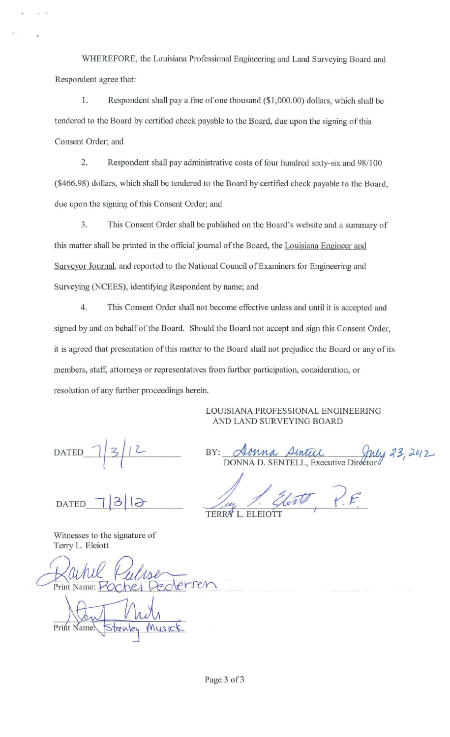WHEREFORE, the Louisiana Professional Engineering and Land Surveying Board and Respondent agree that:

1. Respondent shall pay a fine of one thousand ($1,000.00) dollars, which shall be tendered to the Board by certified check payable to the Board, due upon the signing of this Consent Order; and

2. Respondent shall pay administrative costs of four hundred sixty-six and 98/100 ($466.98) dollars, which shall be tendered to the Board by certified check payable to the Board, due upon the signing of this Consent Order; and

3. This Consent Order shall be published on the Board's website and a summary of this matter shall be printed in the official journal of the Board, the Louisiana Engineer and Surveyor Journal, and reported to the National Council of Examiners for Engineering and Surveying (NCEES), identifying Respondent by name; and

4. This Consent Order shall not become effective unless and until it is accepted and signed by and on behalf of the Board. Should the Board not accept and sign this Consent Order, it is agreed that presentation of this matter to the Board shall not prejudice the Board or any of its members, staff, attorneys or representatives from further participation, consideration, or resolution of any further proceedings herein.

LOUISIANA PROFESSIONAL ENGINEERING AND LAND SURVEYING BOARD

DATED 7/3/12

BY: Donna Sentell July 23, 2012
DONNA D. SENTELL, Executive Director

DATED 7/3/12

Terry L. Eleiott, P.E.
TERRY L. ELEIOTT

Witnesses to the signature of Terry L. Eleiott

Rachel Pedersen
Print Name: Rachel Pedersen

Stanley Musick
Print Name: Stanley Musick